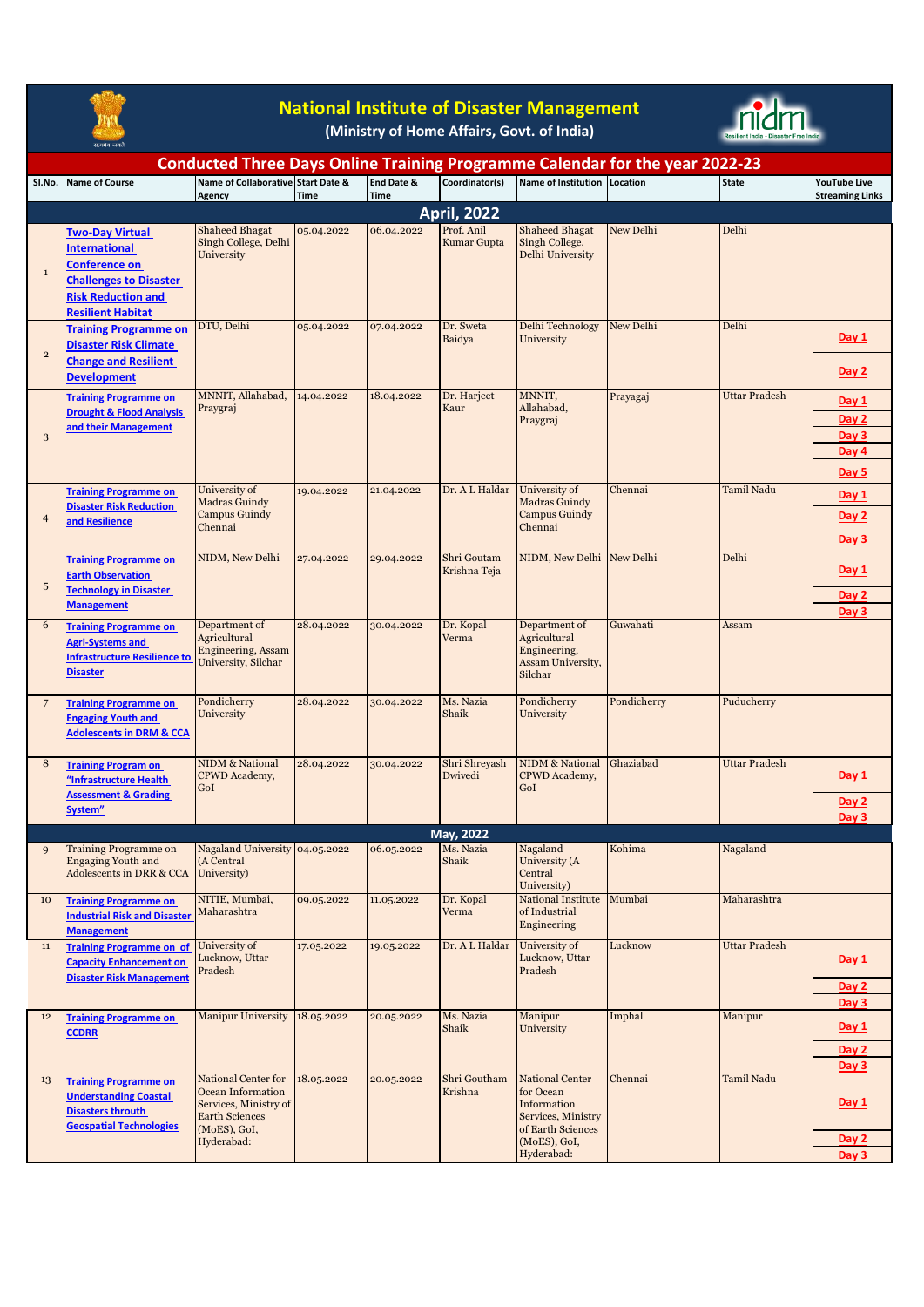# National Institute of Disaster Management

**(Ministry of Home Affairs, Govt. of India)**

## Conducted Three Days Online Training Programme Calendar for the year 2022-23

| Sl.No. | Name of Course | Name of Collaborative Agency | Start Date & Time | End Date & Time | Coordinator(s) | Name of Institution | Location | State | YouTube Live Streaming Links |
|---|---|---|---|---|---|---|---|---|---|
| **April, 2022** | | | | | | | | | |
| 1 | Two-Day Virtual International Conference on Challenges to Disaster Risk Reduction and Resilient Habitat | Shaheed Bhagat Singh College, Delhi University | 05.04.2022 | 06.04.2022 | Prof. Anil Kumar Gupta | Shaheed Bhagat Singh College, Delhi University | New Delhi | Delhi | |
| 2 | Training Programme on Disaster Risk Climate Change and Resilient Development | DTU, Delhi | 05.04.2022 | 07.04.2022 | Dr. Sweta Baidya | Delhi Technology University | New Delhi | Delhi | Day 1<br>Day 2 |
| 3 | Training Programme on Drought & Flood Analysis and their Management | MNNIT, Allahabad, Praygraj | 14.04.2022 | 18.04.2022 | Dr. Harjeet Kaur | MNNIT, Allahabad, Praygraj | Prayagaj | Uttar Pradesh | Day 1<br>Day 2<br>Day 3<br>Day 4<br>Day 5 |
| 4 | Training Programme on Disaster Risk Reduction and Resilience | University of Madras Guindy Campus Guindy Chennai | 19.04.2022 | 21.04.2022 | Dr. A L Haldar | University of Madras Guindy Campus Guindy Chennai | Chennai | Tamil Nadu | Day 1<br>Day 2<br>Day 3 |
| 5 | Training Programme on Earth Observation Technology in Disaster Management | NIDM, New Delhi | 27.04.2022 | 29.04.2022 | Shri Goutam Krishna Teja | NIDM, New Delhi | New Delhi | Delhi | Day 1<br>Day 2<br>Day 3 |
| 6 | Training Programme on Agri-Systems and Infrastructure Resilience to Disaster | Department of Agricultural Engineering, Assam University, Silchar | 28.04.2022 | 30.04.2022 | Dr. Kopal Verma | Department of Agricultural Engineering, Assam University, Silchar | Guwahati | Assam | |
| 7 | Training Programme on Engaging Youth and Adolescents in DRM & CCA | Pondicherry University | 28.04.2022 | 30.04.2022 | Ms. Nazia Shaik | Pondicherry University | Pondicherry | Puducherry | |
| 8 | Training Program on "Infrastructure Health Assessment & Grading System" | NIDM & National CPWD Academy, GoI | 28.04.2022 | 30.04.2022 | Shri Shreyash Dwivedi | NIDM & National CPWD Academy, GoI | Ghaziabad | Uttar Pradesh | Day 1<br>Day 2<br>Day 3 |
| **May, 2022** | | | | | | | | | |
| 9 | Training Programme on Engaging Youth and Adolescents in DRR & CCA | Nagaland University (A Central University) | 04.05.2022 | 06.05.2022 | Ms. Nazia Shaik | Nagaland University (A Central University) | Kohima | Nagaland | |
| 10 | Training Programme on Industrial Risk and Disaster Management | NITIE, Mumbai, Maharashtra | 09.05.2022 | 11.05.2022 | Dr. Kopal Verma | National Institute of Industrial Engineering | Mumbai | Maharashtra | |
| 11 | Training Programme on of Capacity Enhancement on Disaster Risk Management | University of Lucknow, Uttar Pradesh | 17.05.2022 | 19.05.2022 | Dr. A L Haldar | University of Lucknow, Uttar Pradesh | Lucknow | Uttar Pradesh | Day 1<br>Day 2<br>Day 3 |
| 12 | Training Programme on CCDRR | Manipur University | 18.05.2022 | 20.05.2022 | Ms. Nazia Shaik | Manipur University | Imphal | Manipur | Day 1<br>Day 2<br>Day 3 |
| 13 | Training Programme on Understanding Coastal Disasters throuth Geospatial Technologies | National Center for Ocean Information Services, Ministry of Earth Sciences (MoES), GoI, Hyderabad: | 18.05.2022 | 20.05.2022 | Shri Goutham Krishna | National Center for Ocean Information Services, Ministry of Earth Sciences (MoES), GoI, Hyderabad: | Chennai | Tamil Nadu | Day 1<br>Day 2<br>Day 3 |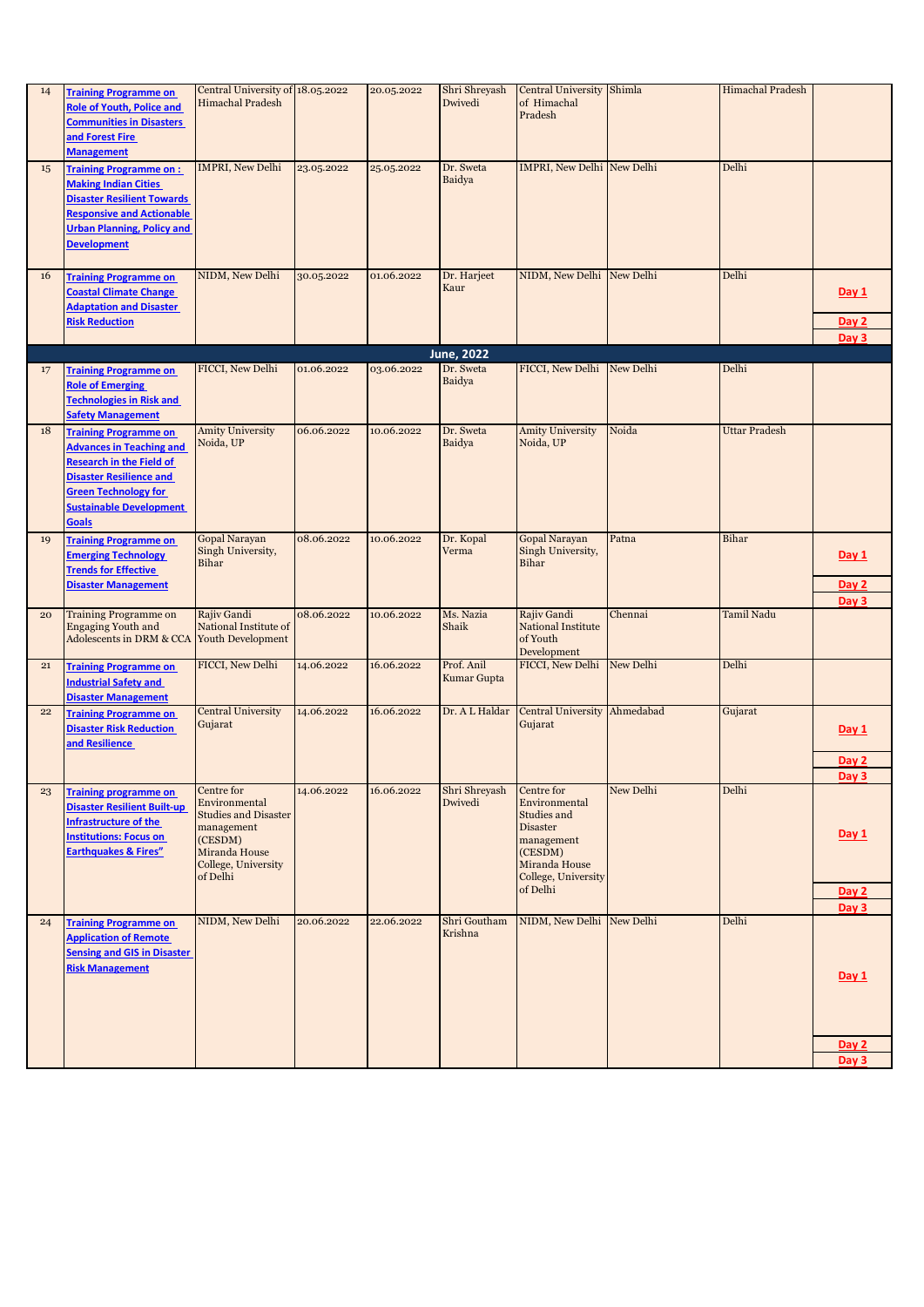| | | | | | | | | | |
|---|---|---|---|---|---|---|---|---|---|
| 14 | Training Programme on Role of Youth, Police and Communities in Disasters and Forest Fire Management | Central University of Himachal Pradesh | 18.05.2022 | 20.05.2022 | Shri Shreyash Dwivedi | Central University of Himachal Pradesh | Shimla | Himachal Pradesh | |
| 15 | Training Programme on : Making Indian Cities Disaster Resilient Towards Responsive and Actionable Urban Planning, Policy and Development | IMPRI, New Delhi | 23.05.2022 | 25.05.2022 | Dr. Sweta Baidya | IMPRI, New Delhi | New Delhi | Delhi | |
| 16 | Training Programme on Coastal Climate Change Adaptation and Disaster Risk Reduction | NIDM, New Delhi | 30.05.2022 | 01.06.2022 | Dr. Harjeet Kaur | NIDM, New Delhi | New Delhi | Delhi | Day 1 Day 2 Day 3 |
| | | | | **June, 2022** | | | | | |
| 17 | Training Programme on Role of Emerging Technologies in Risk and Safety Management | FICCI, New Delhi | 01.06.2022 | 03.06.2022 | Dr. Sweta Baidya | FICCI, New Delhi | New Delhi | Delhi | |
| 18 | Training Programme on Advances in Teaching and Research in the Field of Disaster Resilience and Green Technology for Sustainable Development Goals | Amity University Noida, UP | 06.06.2022 | 10.06.2022 | Dr. Sweta Baidya | Amity University Noida, UP | Noida | Uttar Pradesh | |
| 19 | Training Programme on Emerging Technology Trends for Effective Disaster Management | Gopal Narayan Singh University, Bihar | 08.06.2022 | 10.06.2022 | Dr. Kopal Verma | Gopal Narayan Singh University, Bihar | Patna | Bihar | Day 1 Day 2 Day 3 |
| 20 | Training Programme on Engaging Youth and Adolescents in DRM & CCA | Rajiv Gandi National Institute of Youth Development | 08.06.2022 | 10.06.2022 | Ms. Nazia Shaik | Rajiv Gandi National Institute of Youth Development | Chennai | Tamil Nadu | |
| 21 | Training Programme on Industrial Safety and Disaster Management | FICCI, New Delhi | 14.06.2022 | 16.06.2022 | Prof. Anil Kumar Gupta | FICCI, New Delhi | New Delhi | Delhi | |
| 22 | Training Programme on Disaster Risk Reduction and Resilience | Central University Gujarat | 14.06.2022 | 16.06.2022 | Dr. A L Haldar | Central University Gujarat | Ahmedabad | Gujarat | Day 1 Day 2 Day 3 |
| 23 | Training programme on Disaster Resilient Built-up Infrastructure of the Institutions: Focus on Earthquakes & Fires" | Centre for Environmental Studies and Disaster management (CESDM) Miranda House College, University of Delhi | 14.06.2022 | 16.06.2022 | Shri Shreyash Dwivedi | Centre for Environmental Studies and Disaster management (CESDM) Miranda House College, University of Delhi | New Delhi | Delhi | Day 1 Day 2 Day 3 |
| 24 | Training Programme on Application of Remote Sensing and GIS in Disaster Risk Management | NIDM, New Delhi | 20.06.2022 | 22.06.2022 | Shri Goutham Krishna | NIDM, New Delhi | New Delhi | Delhi | Day 1 Day 2 Day 3 |